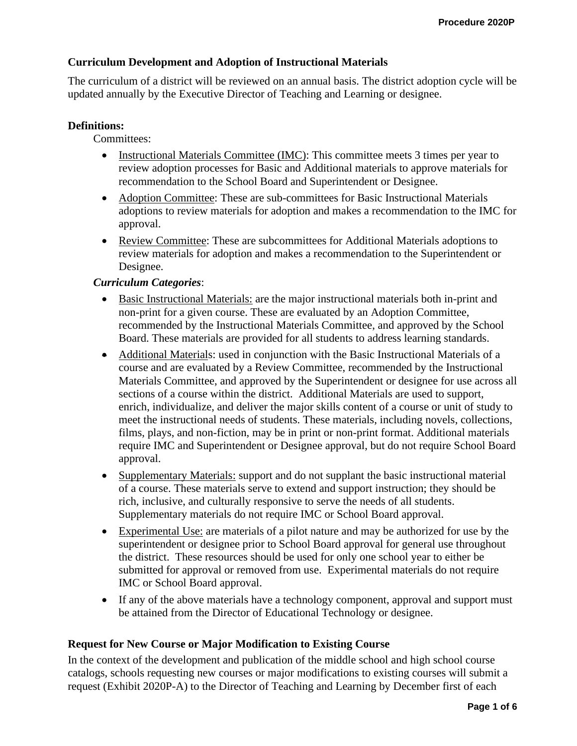## Curriculum Development and Adoption of Instructional Materials

The curriculum of a district will be reviewed on an annual basis. The district adoption cycle will be updated annually by the Executive Director of Teaching and Learning or designee.

**Definitions:**

Committees:

- Instructional Materials Committee (IMC): This committee meets 3 times per year to review adoption processes for Basic and Additional materials to approve materials for recommendation to the School Board and Superintendent or Designee.
- Adoption Committee: These are sub-committees for Basic Instructional Materials adoptions to review materials for adoption and makes a recommendation to the IMC for approval.
- Review Committee: These are subcommittees for Additional Materials adoptions to review materials for adoption and makes a recommendation to the Superintendent or Designee.

***Curriculum Categories***:

- Basic Instructional Materials: are the major instructional materials both in-print and non-print for a given course. These are evaluated by an Adoption Committee, recommended by the Instructional Materials Committee, and approved by the School Board. These materials are provided for all students to address learning standards.
- Additional Materials: used in conjunction with the Basic Instructional Materials of a course and are evaluated by a Review Committee, recommended by the Instructional Materials Committee, and approved by the Superintendent or designee for use across all sections of a course within the district. Additional Materials are used to support, enrich, individualize, and deliver the major skills content of a course or unit of study to meet the instructional needs of students. These materials, including novels, collections, films, plays, and non-fiction, may be in print or non-print format. Additional materials require IMC and Superintendent or Designee approval, but do not require School Board approval.
- Supplementary Materials: support and do not supplant the basic instructional material of a course. These materials serve to extend and support instruction; they should be rich, inclusive, and culturally responsive to serve the needs of all students. Supplementary materials do not require IMC or School Board approval.
- Experimental Use: are materials of a pilot nature and may be authorized for use by the superintendent or designee prior to School Board approval for general use throughout the district. These resources should be used for only one school year to either be submitted for approval or removed from use. Experimental materials do not require IMC or School Board approval.
- If any of the above materials have a technology component, approval and support must be attained from the Director of Educational Technology or designee.

### Request for New Course or Major Modification to Existing Course

In the context of the development and publication of the middle school and high school course catalogs, schools requesting new courses or major modifications to existing courses will submit a request (Exhibit 2020P-A) to the Director of Teaching and Learning by December first of each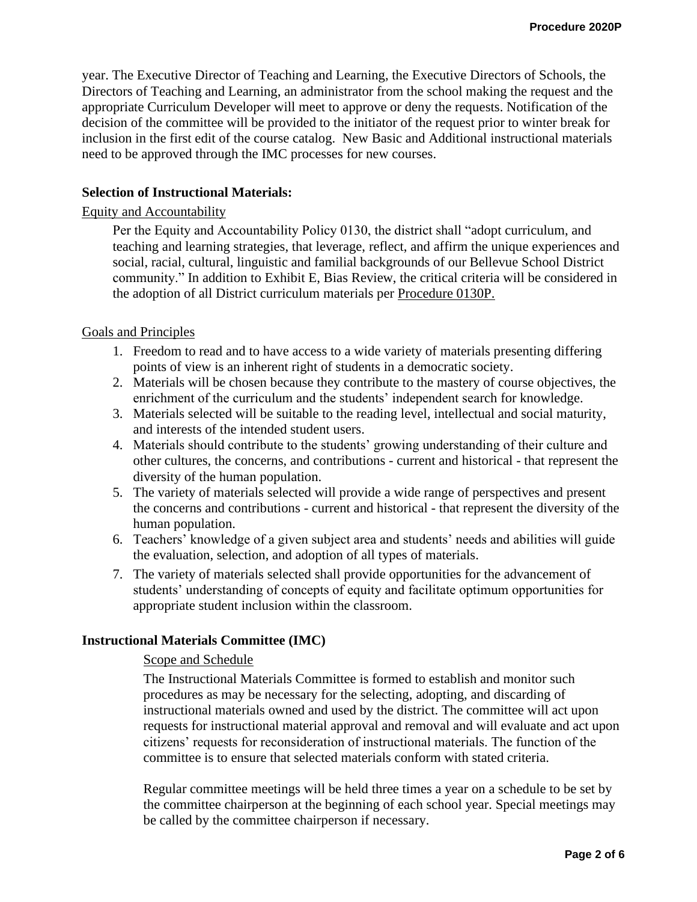year. The Executive Director of Teaching and Learning, the Executive Directors of Schools, the Directors of Teaching and Learning, an administrator from the school making the request and the appropriate Curriculum Developer will meet to approve or deny the requests. Notification of the decision of the committee will be provided to the initiator of the request prior to winter break for inclusion in the first edit of the course catalog. New Basic and Additional instructional materials need to be approved through the IMC processes for new courses.

**Selection of Instructional Materials:**

Equity and Accountability

Per the Equity and Accountability Policy 0130, the district shall "adopt curriculum, and teaching and learning strategies, that leverage, reflect, and affirm the unique experiences and social, racial, cultural, linguistic and familial backgrounds of our Bellevue School District community." In addition to Exhibit E, Bias Review, the critical criteria will be considered in the adoption of all District curriculum materials per Procedure 0130P.

Goals and Principles

1. Freedom to read and to have access to a wide variety of materials presenting differing points of view is an inherent right of students in a democratic society.
2. Materials will be chosen because they contribute to the mastery of course objectives, the enrichment of the curriculum and the students' independent search for knowledge.
3. Materials selected will be suitable to the reading level, intellectual and social maturity, and interests of the intended student users.
4. Materials should contribute to the students' growing understanding of their culture and other cultures, the concerns, and contributions - current and historical - that represent the diversity of the human population.
5. The variety of materials selected will provide a wide range of perspectives and present the concerns and contributions - current and historical - that represent the diversity of the human population.
6. Teachers' knowledge of a given subject area and students' needs and abilities will guide the evaluation, selection, and adoption of all types of materials.
7. The variety of materials selected shall provide opportunities for the advancement of students' understanding of concepts of equity and facilitate optimum opportunities for appropriate student inclusion within the classroom.

**Instructional Materials Committee (IMC)**

Scope and Schedule

The Instructional Materials Committee is formed to establish and monitor such procedures as may be necessary for the selecting, adopting, and discarding of instructional materials owned and used by the district. The committee will act upon requests for instructional material approval and removal and will evaluate and act upon citizens' requests for reconsideration of instructional materials. The function of the committee is to ensure that selected materials conform with stated criteria.

Regular committee meetings will be held three times a year on a schedule to be set by the committee chairperson at the beginning of each school year. Special meetings may be called by the committee chairperson if necessary.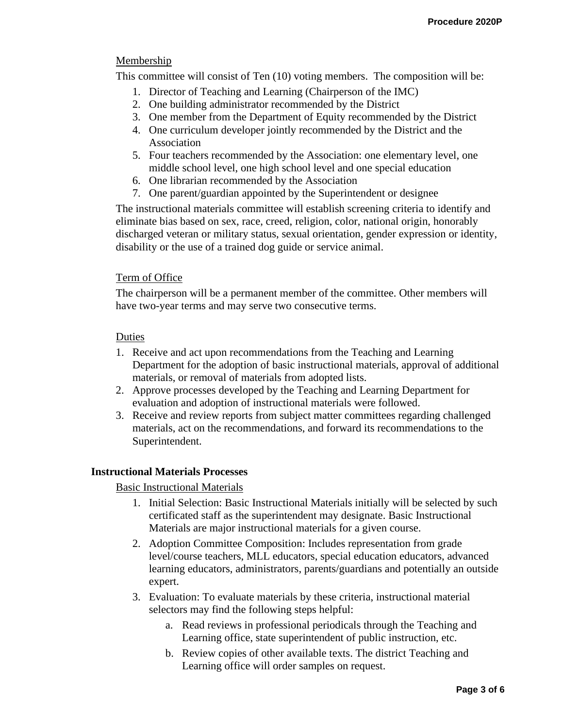Membership

This committee will consist of Ten (10) voting members. The composition will be:

1. Director of Teaching and Learning (Chairperson of the IMC)
2. One building administrator recommended by the District
3. One member from the Department of Equity recommended by the District
4. One curriculum developer jointly recommended by the District and the Association
5. Four teachers recommended by the Association: one elementary level, one middle school level, one high school level and one special education
6. One librarian recommended by the Association
7. One parent/guardian appointed by the Superintendent or designee

The instructional materials committee will establish screening criteria to identify and eliminate bias based on sex, race, creed, religion, color, national origin, honorably discharged veteran or military status, sexual orientation, gender expression or identity, disability or the use of a trained dog guide or service animal.

Term of Office

The chairperson will be a permanent member of the committee. Other members will have two-year terms and may serve two consecutive terms.

Duties

1. Receive and act upon recommendations from the Teaching and Learning Department for the adoption of basic instructional materials, approval of additional materials, or removal of materials from adopted lists.
2. Approve processes developed by the Teaching and Learning Department for evaluation and adoption of instructional materials were followed.
3. Receive and review reports from subject matter committees regarding challenged materials, act on the recommendations, and forward its recommendations to the Superintendent.

**Instructional Materials Processes**

Basic Instructional Materials

1. Initial Selection: Basic Instructional Materials initially will be selected by such certificated staff as the superintendent may designate. Basic Instructional Materials are major instructional materials for a given course.
2. Adoption Committee Composition: Includes representation from grade level/course teachers, MLL educators, special education educators, advanced learning educators, administrators, parents/guardians and potentially an outside expert.
3. Evaluation: To evaluate materials by these criteria, instructional material selectors may find the following steps helpful:
   a. Read reviews in professional periodicals through the Teaching and Learning office, state superintendent of public instruction, etc.
   b. Review copies of other available texts. The district Teaching and Learning office will order samples on request.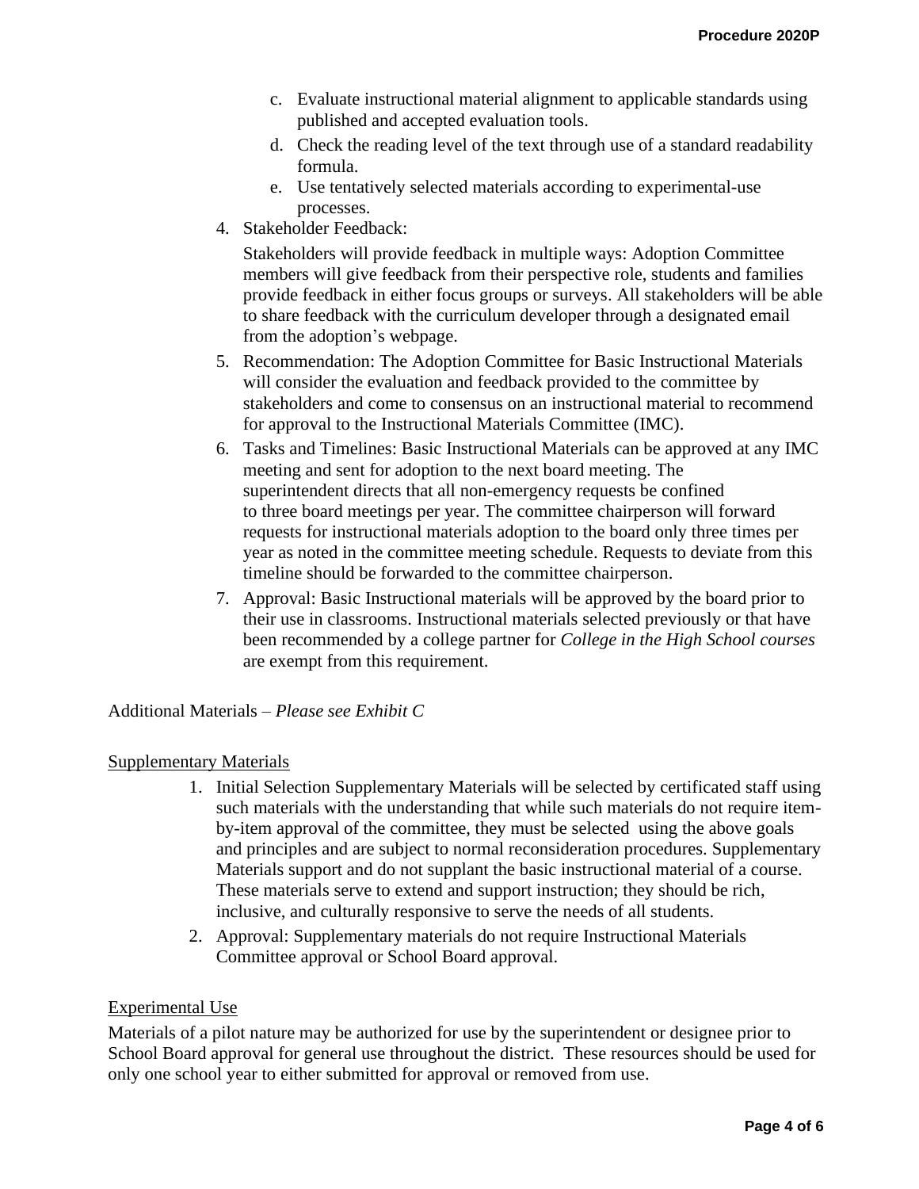c. Evaluate instructional material alignment to applicable standards using published and accepted evaluation tools.
   d. Check the reading level of the text through use of a standard readability formula.
   e. Use tentatively selected materials according to experimental-use processes.

4. Stakeholder Feedback:

   Stakeholders will provide feedback in multiple ways: Adoption Committee members will give feedback from their perspective role, students and families provide feedback in either focus groups or surveys. All stakeholders will be able to share feedback with the curriculum developer through a designated email from the adoption's webpage.

5. Recommendation: The Adoption Committee for Basic Instructional Materials will consider the evaluation and feedback provided to the committee by stakeholders and come to consensus on an instructional material to recommend for approval to the Instructional Materials Committee (IMC).
6. Tasks and Timelines: Basic Instructional Materials can be approved at any IMC meeting and sent for adoption to the next board meeting. The superintendent directs that all non-emergency requests be confined to three board meetings per year. The committee chairperson will forward requests for instructional materials adoption to the board only three times per year as noted in the committee meeting schedule. Requests to deviate from this timeline should be forwarded to the committee chairperson.
7. Approval: Basic Instructional materials will be approved by the board prior to their use in classrooms. Instructional materials selected previously or that have been recommended by a college partner for *College in the High School courses* are exempt from this requirement.

Additional Materials – *Please see Exhibit C*

<u>Supplementary Materials</u>

1. Initial Selection Supplementary Materials will be selected by certificated staff using such materials with the understanding that while such materials do not require item-by-item approval of the committee, they must be selected using the above goals and principles and are subject to normal reconsideration procedures. Supplementary Materials support and do not supplant the basic instructional material of a course. These materials serve to extend and support instruction; they should be rich, inclusive, and culturally responsive to serve the needs of all students.
2. Approval: Supplementary materials do not require Instructional Materials Committee approval or School Board approval.

<u>Experimental Use</u>

Materials of a pilot nature may be authorized for use by the superintendent or designee prior to School Board approval for general use throughout the district. These resources should be used for only one school year to either submitted for approval or removed from use.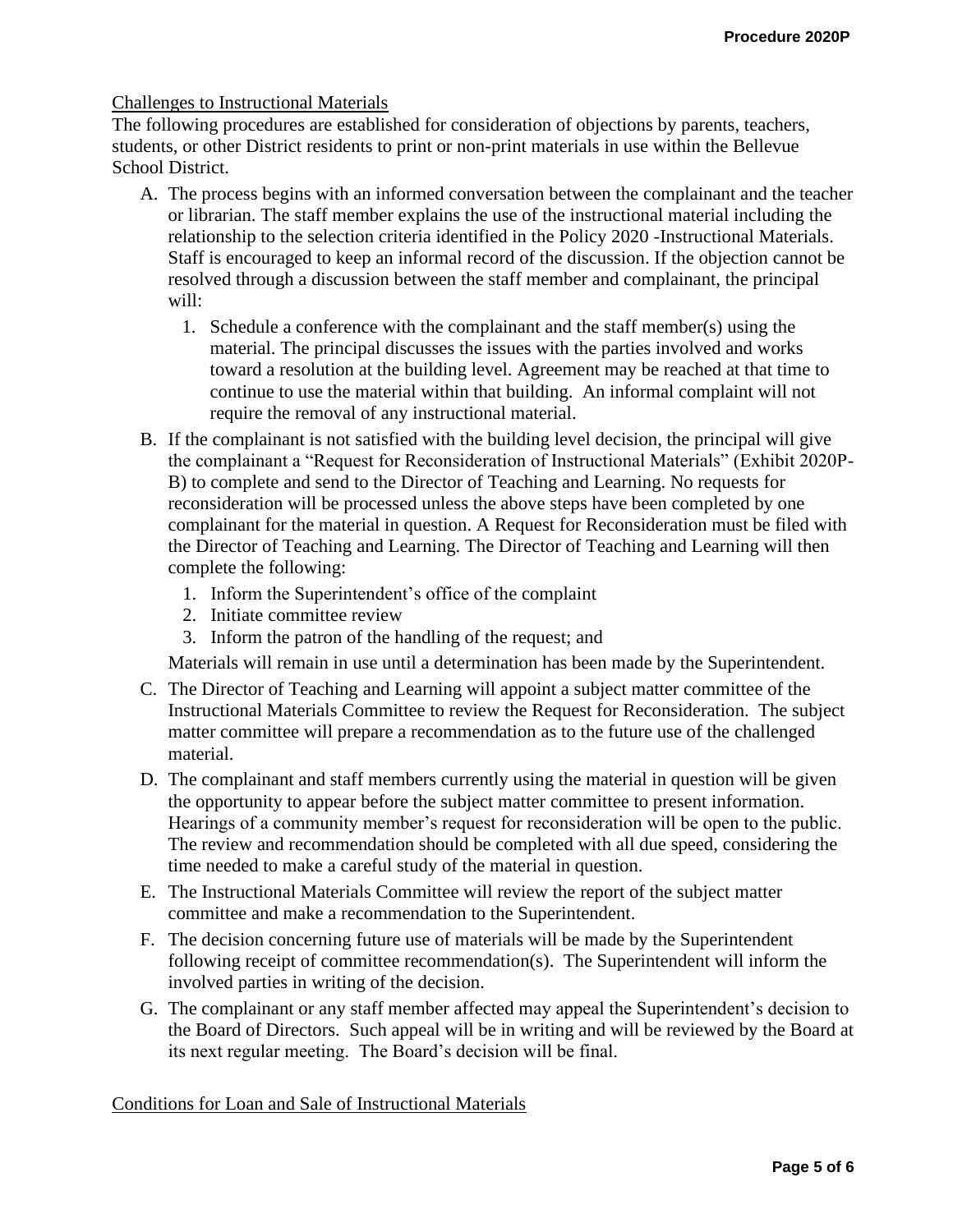## Challenges to Instructional Materials

The following procedures are established for consideration of objections by parents, teachers, students, or other District residents to print or non-print materials in use within the Bellevue School District.

A. The process begins with an informed conversation between the complainant and the teacher or librarian. The staff member explains the use of the instructional material including the relationship to the selection criteria identified in the Policy 2020 -Instructional Materials. Staff is encouraged to keep an informal record of the discussion. If the objection cannot be resolved through a discussion between the staff member and complainant, the principal will:

   1. Schedule a conference with the complainant and the staff member(s) using the material. The principal discusses the issues with the parties involved and works toward a resolution at the building level. Agreement may be reached at that time to continue to use the material within that building. An informal complaint will not require the removal of any instructional material.

B. If the complainant is not satisfied with the building level decision, the principal will give the complainant a "Request for Reconsideration of Instructional Materials" (Exhibit 2020P-B) to complete and send to the Director of Teaching and Learning. No requests for reconsideration will be processed unless the above steps have been completed by one complainant for the material in question. A Request for Reconsideration must be filed with the Director of Teaching and Learning. The Director of Teaching and Learning will then complete the following:

   1. Inform the Superintendent's office of the complaint
   2. Initiate committee review
   3. Inform the patron of the handling of the request; and

   Materials will remain in use until a determination has been made by the Superintendent.

C. The Director of Teaching and Learning will appoint a subject matter committee of the Instructional Materials Committee to review the Request for Reconsideration. The subject matter committee will prepare a recommendation as to the future use of the challenged material.

D. The complainant and staff members currently using the material in question will be given the opportunity to appear before the subject matter committee to present information. Hearings of a community member's request for reconsideration will be open to the public. The review and recommendation should be completed with all due speed, considering the time needed to make a careful study of the material in question.

E. The Instructional Materials Committee will review the report of the subject matter committee and make a recommendation to the Superintendent.

F. The decision concerning future use of materials will be made by the Superintendent following receipt of committee recommendation(s). The Superintendent will inform the involved parties in writing of the decision.

G. The complainant or any staff member affected may appeal the Superintendent's decision to the Board of Directors. Such appeal will be in writing and will be reviewed by the Board at its next regular meeting. The Board's decision will be final.

## Conditions for Loan and Sale of Instructional Materials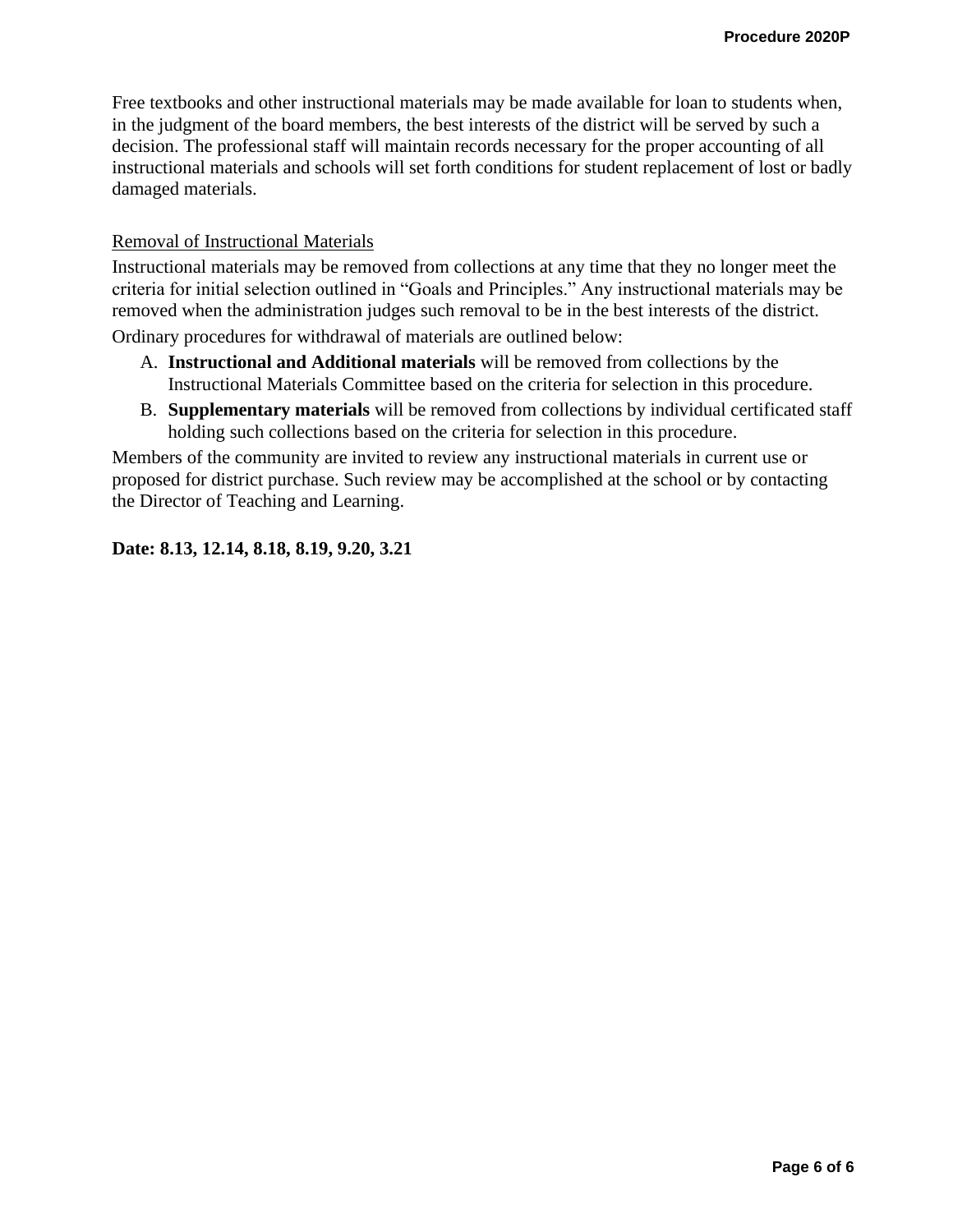Free textbooks and other instructional materials may be made available for loan to students when, in the judgment of the board members, the best interests of the district will be served by such a decision. The professional staff will maintain records necessary for the proper accounting of all instructional materials and schools will set forth conditions for student replacement of lost or badly damaged materials.

<u>Removal of Instructional Materials</u>

Instructional materials may be removed from collections at any time that they no longer meet the criteria for initial selection outlined in "Goals and Principles." Any instructional materials may be removed when the administration judges such removal to be in the best interests of the district.

Ordinary procedures for withdrawal of materials are outlined below:

A. **Instructional and Additional materials** will be removed from collections by the Instructional Materials Committee based on the criteria for selection in this procedure.
B. **Supplementary materials** will be removed from collections by individual certificated staff holding such collections based on the criteria for selection in this procedure.

Members of the community are invited to review any instructional materials in current use or proposed for district purchase. Such review may be accomplished at the school or by contacting the Director of Teaching and Learning.

**Date: 8.13, 12.14, 8.18, 8.19, 9.20, 3.21**